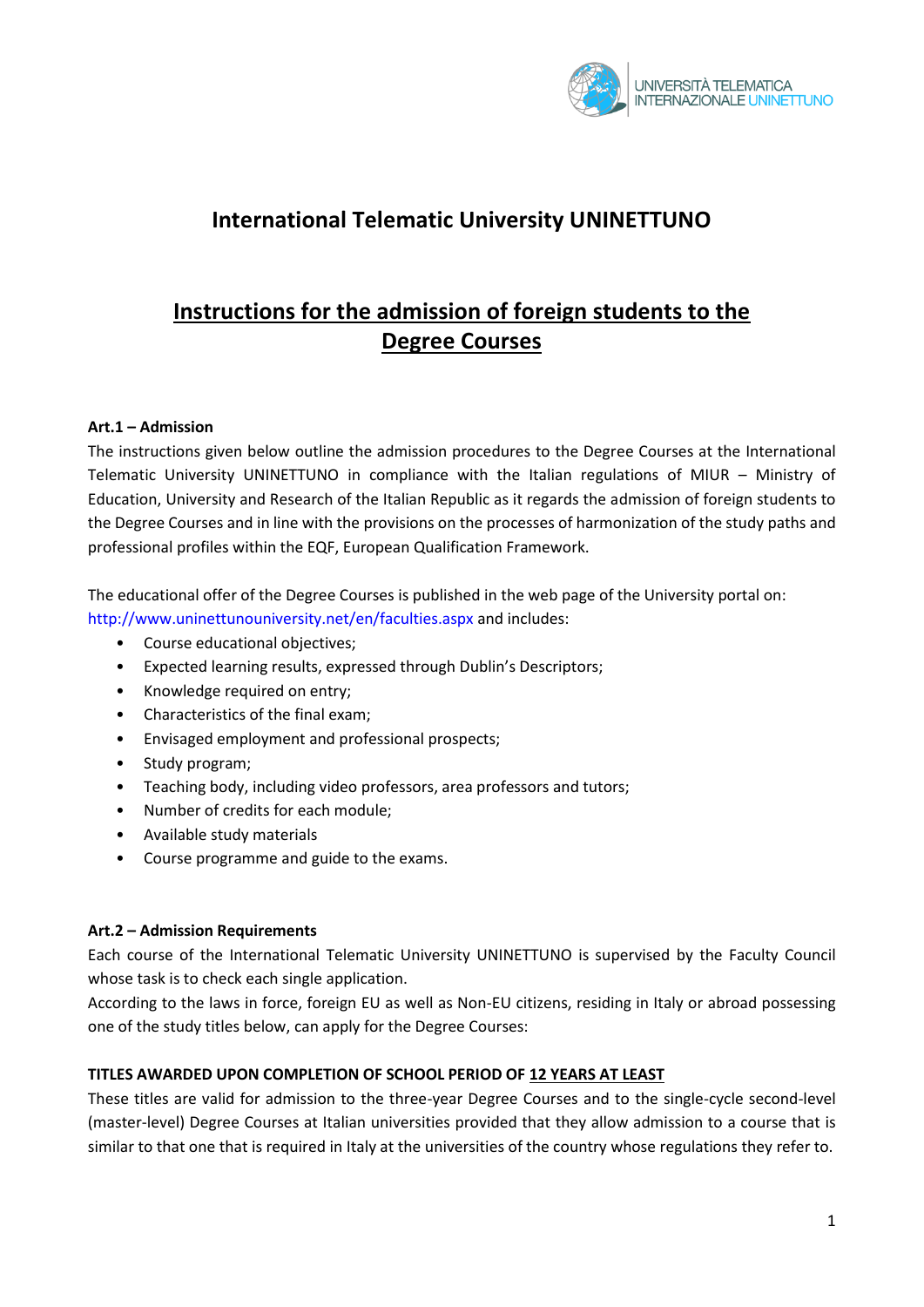# International Telematic University UNINETTUNO

## Instructions for the admission of foreign students to the Degree Courses

**Art.1 – Admission**

The instructions given below outline the admission procedures to the Degree Courses at the International Telematic University UNINETTUNO in compliance with the Italian regulations of MIUR – Ministry of Education, University and Research of the Italian Republic as it regards the admission of foreign students to the Degree Courses and in line with the provisions on the processes of harmonization of the study paths and professional profiles within the EQF, European Qualification Framework.

The educational offer of the Degree Courses is published in the web page of the University portal on: http://www.uninettunouniversity.net/en/faculties.aspx and includes:

- Course educational objectives;
- Expected learning results, expressed through Dublin's Descriptors;
- Knowledge required on entry;
- Characteristics of the final exam;
- Envisaged employment and professional prospects;
- Study program;
- Teaching body, including video professors, area professors and tutors;
- Number of credits for each module;
- Available study materials
- Course programme and guide to the exams.

**Art.2 – Admission Requirements**

Each course of the International Telematic University UNINETTUNO is supervised by the Faculty Council whose task is to check each single application.

According to the laws in force, foreign EU as well as Non-EU citizens, residing in Italy or abroad possessing one of the study titles below, can apply for the Degree Courses:

**TITLES AWARDED UPON COMPLETION OF SCHOOL PERIOD OF <u>12 YEARS AT LEAST</u>**

These titles are valid for admission to the three-year Degree Courses and to the single-cycle second-level (master-level) Degree Courses at Italian universities provided that they allow admission to a course that is similar to that one that is required in Italy at the universities of the country whose regulations they refer to.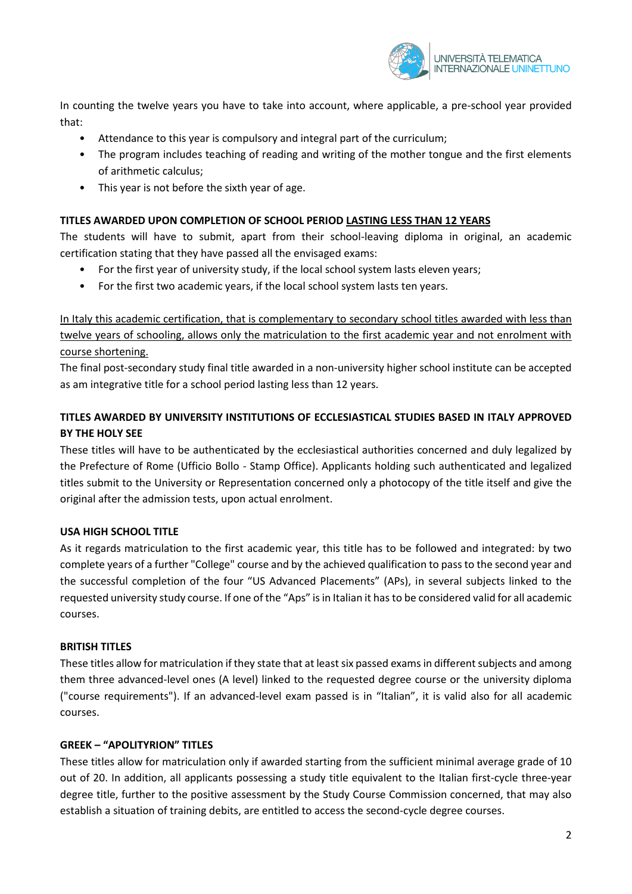In counting the twelve years you have to take into account, where applicable, a pre-school year provided that:

- Attendance to this year is compulsory and integral part of the curriculum;
- The program includes teaching of reading and writing of the mother tongue and the first elements of arithmetic calculus;
- This year is not before the sixth year of age.

**TITLES AWARDED UPON COMPLETION OF SCHOOL PERIOD LASTING LESS THAN 12 YEARS**

The students will have to submit, apart from their school-leaving diploma in original, an academic certification stating that they have passed all the envisaged exams:

- For the first year of university study, if the local school system lasts eleven years;
- For the first two academic years, if the local school system lasts ten years.

In Italy this academic certification, that is complementary to secondary school titles awarded with less than twelve years of schooling, allows only the matriculation to the first academic year and not enrolment with course shortening.

The final post-secondary study final title awarded in a non-university higher school institute can be accepted as am integrative title for a school period lasting less than 12 years.

**TITLES AWARDED BY UNIVERSITY INSTITUTIONS OF ECCLESIASTICAL STUDIES BASED IN ITALY APPROVED BY THE HOLY SEE**

These titles will have to be authenticated by the ecclesiastical authorities concerned and duly legalized by the Prefecture of Rome (Ufficio Bollo - Stamp Office). Applicants holding such authenticated and legalized titles submit to the University or Representation concerned only a photocopy of the title itself and give the original after the admission tests, upon actual enrolment.

**USA HIGH SCHOOL TITLE**

As it regards matriculation to the first academic year, this title has to be followed and integrated: by two complete years of a further "College" course and by the achieved qualification to pass to the second year and the successful completion of the four "US Advanced Placements" (APs), in several subjects linked to the requested university study course. If one of the "Aps" is in Italian it has to be considered valid for all academic courses.

**BRITISH TITLES**

These titles allow for matriculation if they state that at least six passed exams in different subjects and among them three advanced-level ones (A level) linked to the requested degree course or the university diploma ("course requirements"). If an advanced-level exam passed is in "Italian", it is valid also for all academic courses.

**GREEK – "APOLITYRION" TITLES**

These titles allow for matriculation only if awarded starting from the sufficient minimal average grade of 10 out of 20. In addition, all applicants possessing a study title equivalent to the Italian first-cycle three-year degree title, further to the positive assessment by the Study Course Commission concerned, that may also establish a situation of training debits, are entitled to access the second-cycle degree courses.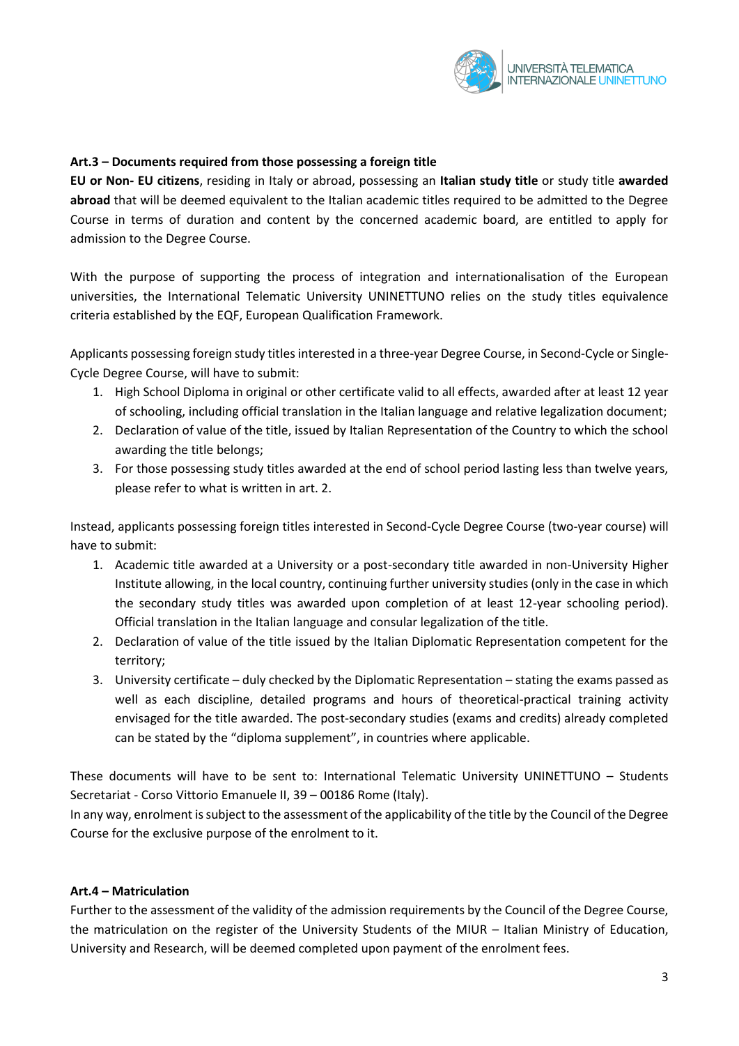**Art.3 – Documents required from those possessing a foreign title**

**EU or Non- EU citizens**, residing in Italy or abroad, possessing an **Italian study title** or study title **awarded abroad** that will be deemed equivalent to the Italian academic titles required to be admitted to the Degree Course in terms of duration and content by the concerned academic board, are entitled to apply for admission to the Degree Course.

With the purpose of supporting the process of integration and internationalisation of the European universities, the International Telematic University UNINETTUNO relies on the study titles equivalence criteria established by the EQF, European Qualification Framework.

Applicants possessing foreign study titles interested in a three-year Degree Course, in Second-Cycle or Single-Cycle Degree Course, will have to submit:

1. High School Diploma in original or other certificate valid to all effects, awarded after at least 12 year of schooling, including official translation in the Italian language and relative legalization document;
2. Declaration of value of the title, issued by Italian Representation of the Country to which the school awarding the title belongs;
3. For those possessing study titles awarded at the end of school period lasting less than twelve years, please refer to what is written in art. 2.

Instead, applicants possessing foreign titles interested in Second-Cycle Degree Course (two-year course) will have to submit:

1. Academic title awarded at a University or a post-secondary title awarded in non-University Higher Institute allowing, in the local country, continuing further university studies (only in the case in which the secondary study titles was awarded upon completion of at least 12-year schooling period). Official translation in the Italian language and consular legalization of the title.
2. Declaration of value of the title issued by the Italian Diplomatic Representation competent for the territory;
3. University certificate – duly checked by the Diplomatic Representation – stating the exams passed as well as each discipline, detailed programs and hours of theoretical-practical training activity envisaged for the title awarded. The post-secondary studies (exams and credits) already completed can be stated by the "diploma supplement", in countries where applicable.

These documents will have to be sent to: International Telematic University UNINETTUNO – Students Secretariat - Corso Vittorio Emanuele II, 39 – 00186 Rome (Italy).
In any way, enrolment is subject to the assessment of the applicability of the title by the Council of the Degree Course for the exclusive purpose of the enrolment to it.

**Art.4 – Matriculation**

Further to the assessment of the validity of the admission requirements by the Council of the Degree Course, the matriculation on the register of the University Students of the MIUR – Italian Ministry of Education, University and Research, will be deemed completed upon payment of the enrolment fees.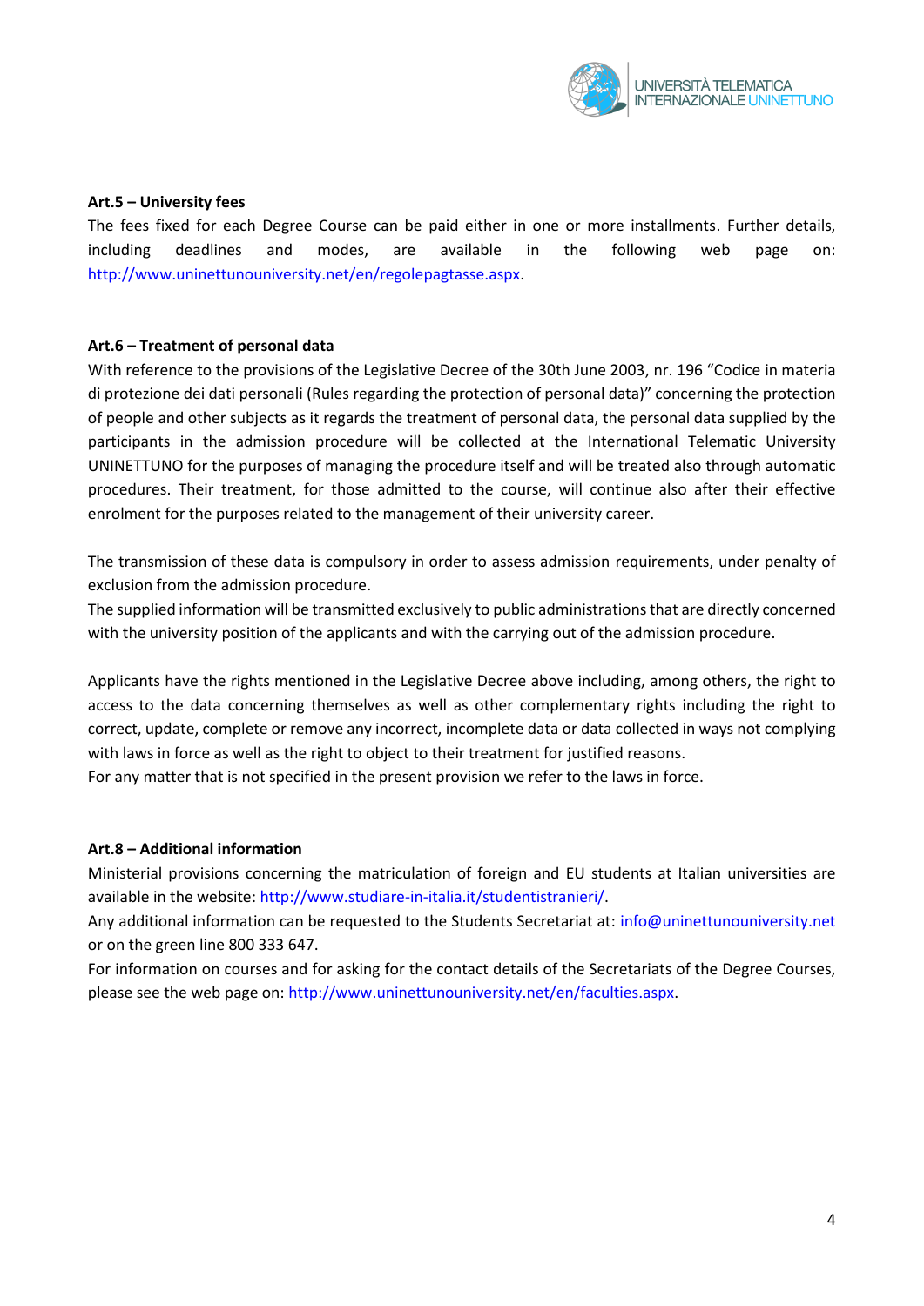**Art.5 – University fees**

The fees fixed for each Degree Course can be paid either in one or more installments. Further details, including deadlines and modes, are available in the following web page on: http://www.uninettunouniversity.net/en/regolepagtasse.aspx.

**Art.6 – Treatment of personal data**

With reference to the provisions of the Legislative Decree of the 30th June 2003, nr. 196 "Codice in materia di protezione dei dati personali (Rules regarding the protection of personal data)" concerning the protection of people and other subjects as it regards the treatment of personal data, the personal data supplied by the participants in the admission procedure will be collected at the International Telematic University UNINETTUNO for the purposes of managing the procedure itself and will be treated also through automatic procedures. Their treatment, for those admitted to the course, will continue also after their effective enrolment for the purposes related to the management of their university career.

The transmission of these data is compulsory in order to assess admission requirements, under penalty of exclusion from the admission procedure.
The supplied information will be transmitted exclusively to public administrations that are directly concerned with the university position of the applicants and with the carrying out of the admission procedure.

Applicants have the rights mentioned in the Legislative Decree above including, among others, the right to access to the data concerning themselves as well as other complementary rights including the right to correct, update, complete or remove any incorrect, incomplete data or data collected in ways not complying with laws in force as well as the right to object to their treatment for justified reasons.
For any matter that is not specified in the present provision we refer to the laws in force.

**Art.8 – Additional information**

Ministerial provisions concerning the matriculation of foreign and EU students at Italian universities are available in the website: http://www.studiare-in-italia.it/studentistranieri/.
Any additional information can be requested to the Students Secretariat at: info@uninettunouniversity.net or on the green line 800 333 647.
For information on courses and for asking for the contact details of the Secretariats of the Degree Courses, please see the web page on: http://www.uninettunouniversity.net/en/faculties.aspx.